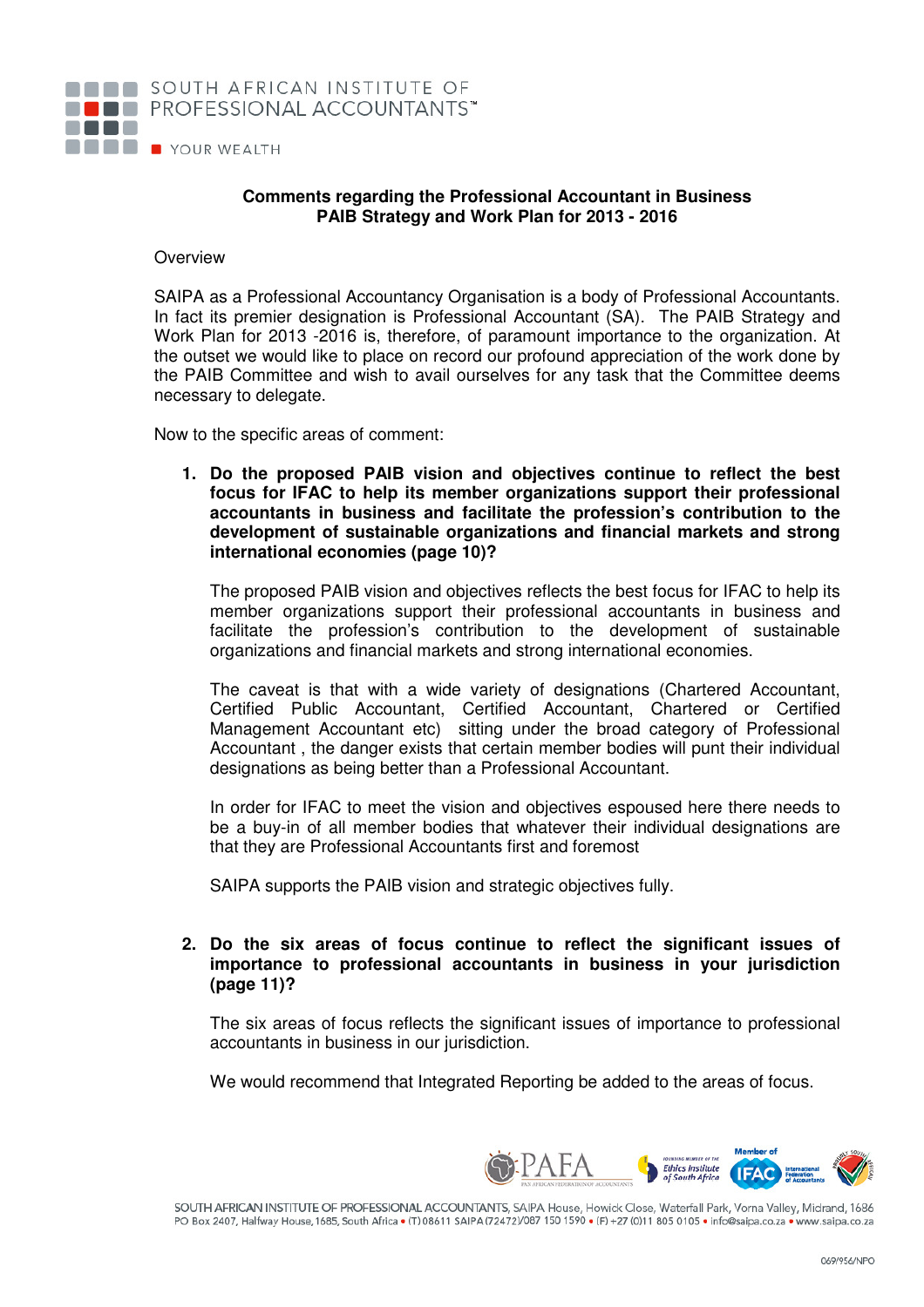SOUTH AFRICAN INSTITUTE OF PROFESSIONAL ACCOUNTANTS™

YOUR WEALTH

**Comments regarding the Professional Accountant in Business PAIB Strategy and Work Plan for 2013 - 2016**

Overview

SAIPA as a Professional Accountancy Organisation is a body of Professional Accountants. In fact its premier designation is Professional Accountant (SA). The PAIB Strategy and Work Plan for 2013 -2016 is, therefore, of paramount importance to the organization. At the outset we would like to place on record our profound appreciation of the work done by the PAIB Committee and wish to avail ourselves for any task that the Committee deems necessary to delegate.

Now to the specific areas of comment:

1. **Do the proposed PAIB vision and objectives continue to reflect the best focus for IFAC to help its member organizations support their professional accountants in business and facilitate the profession's contribution to the development of sustainable organizations and financial markets and strong international economies (page 10)?**

   The proposed PAIB vision and objectives reflects the best focus for IFAC to help its member organizations support their professional accountants in business and facilitate the profession's contribution to the development of sustainable organizations and financial markets and strong international economies.

   The caveat is that with a wide variety of designations (Chartered Accountant, Certified Public Accountant, Certified Accountant, Chartered or Certified Management Accountant etc) sitting under the broad category of Professional Accountant , the danger exists that certain member bodies will punt their individual designations as being better than a Professional Accountant.

   In order for IFAC to meet the vision and objectives espoused here there needs to be a buy-in of all member bodies that whatever their individual designations are that they are Professional Accountants first and foremost

   SAIPA supports the PAIB vision and strategic objectives fully.

2. **Do the six areas of focus continue to reflect the significant issues of importance to professional accountants in business in your jurisdiction (page 11)?**

   The six areas of focus reflects the significant issues of importance to professional accountants in business in our jurisdiction.

   We would recommend that Integrated Reporting be added to the areas of focus.

SOUTH AFRICAN INSTITUTE OF PROFESSIONAL ACCOUNTANTS, SAIPA House, Howick Close, Waterfall Park, Vorna Valley, Midrand, 1686
PO Box 2407, Halfway House, 1685, South Africa • (T) 08611 SAIPA (72472)/087 150 1590 • (F) +27 (0)11 805 0105 • info@saipa.co.za • www.saipa.co.za

069/956/NPO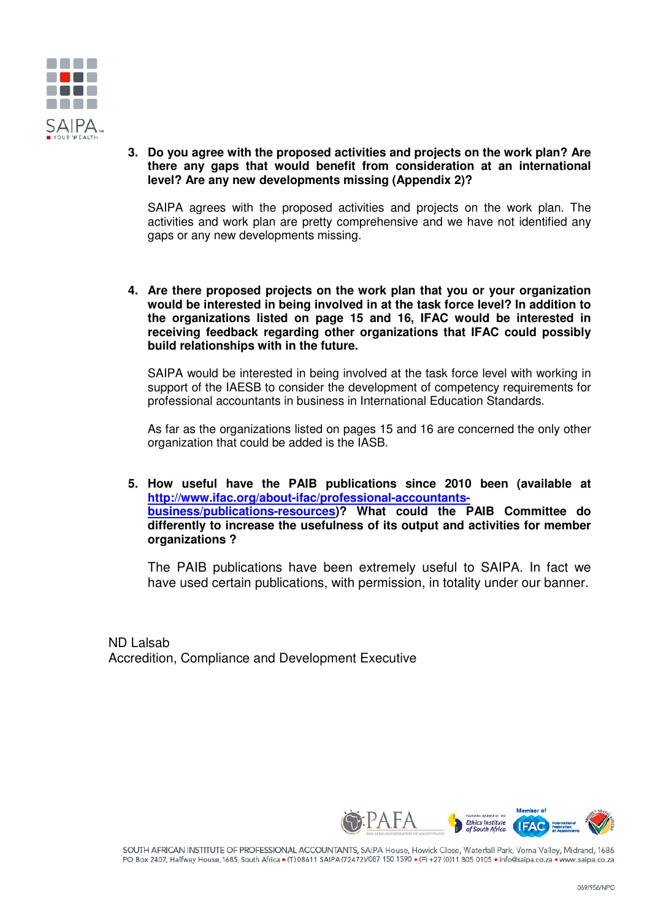**3. Do you agree with the proposed activities and projects on the work plan? Are there any gaps that would benefit from consideration at an international level? Are any new developments missing (Appendix 2)?**

SAIPA agrees with the proposed activities and projects on the work plan. The activities and work plan are pretty comprehensive and we have not identified any gaps or any new developments missing.

**4. Are there proposed projects on the work plan that you or your organization would be interested in being involved in at the task force level? In addition to the organizations listed on page 15 and 16, IFAC would be interested in receiving feedback regarding other organizations that IFAC could possibly build relationships with in the future.**

SAIPA would be interested in being involved at the task force level with working in support of the IAESB to consider the development of competency requirements for professional accountants in business in International Education Standards.

As far as the organizations listed on pages 15 and 16 are concerned the only other organization that could be added is the IASB.

**5. How useful have the PAIB publications since 2010 been (available at [http://www.ifac.org/about-ifac/professional-accountants-business/publications-resources](http://www.ifac.org/about-ifac/professional-accountants-business/publications-resources))? What could the PAIB Committee do differently to increase the usefulness of its output and activities for member organizations ?**

The PAIB publications have been extremely useful to SAIPA. In fact we have used certain publications, with permission, in totality under our banner.

ND Lalsab
Accreditation, Compliance and Development Executive

SOUTH AFRICAN INSTITUTE OF PROFESSIONAL ACCOUNTANTS, SAIPA House, Howick Close, Waterfall Park, Vorna Valley, Midrand, 1686
PO Box 2407, Halfway House, 1685, South Africa • (T) 08611 SAIPA (72472)/087 150 1590 • (F) +27 (0)11 805 0105 • info@saipa.co.za • www.saipa.co.za

069/956/NPO